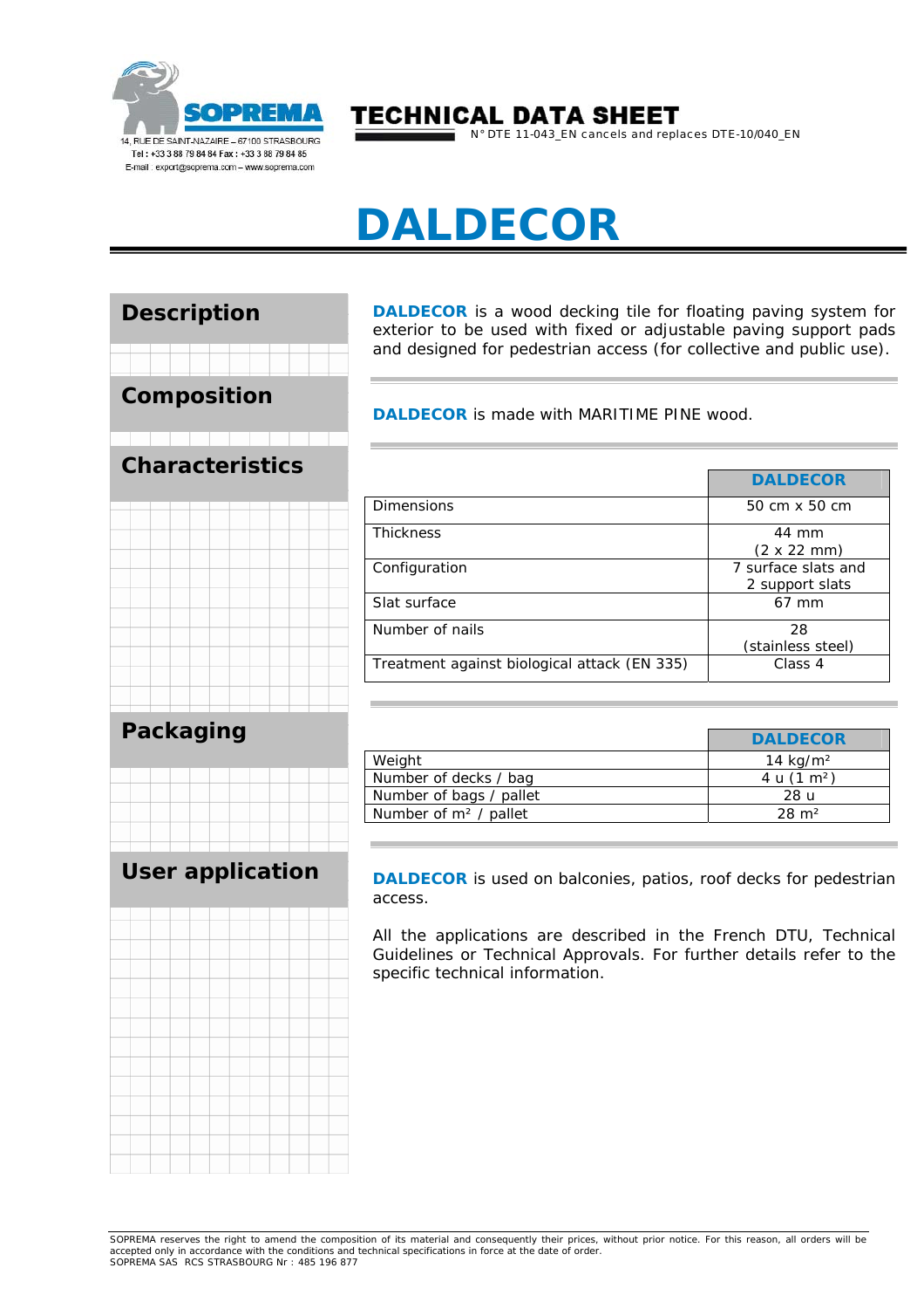SOPREMA

14, RUE DE SAINT-NAZAIRE – 67100 STRASBOURG
Tel : +33 3 88 79 84 84 Fax : +33 3 88 79 84 85
E-mail : export@soprema.com – www.soprema.com

# TECHNICAL DATA SHEET

N° DTE 11-043_EN cancels and replaces DTE-10/040_EN

# DALDECOR

## Description

**DALDECOR** is a wood decking tile for floating paving system for exterior to be used with fixed or adjustable paving support pads and designed for pedestrian access (for collective and public use).

## Composition

**DALDECOR** is made with MARITIME PINE wood.

## Characteristics

| | DALDECOR |
|---|---|
| Dimensions | 50 cm x 50 cm |
| Thickness | 44 mm (2 x 22 mm) |
| Configuration | 7 surface slats and 2 support slats |
| Slat surface | 67 mm |
| Number of nails | 28 (stainless steel) |
| Treatment against biological attack (EN 335) | Class 4 |

## Packaging

| | DALDECOR |
|---|---|
| Weight | 14 kg/m² |
| Number of decks / bag | 4 u (1 m²) |
| Number of bags / pallet | 28 u |
| Number of m² / pallet | 28 m² |

## User application

**DALDECOR** is used on balconies, patios, roof decks for pedestrian access.

All the applications are described in the French DTU, Technical Guidelines or Technical Approvals. For further details refer to the specific technical information.

SOPREMA reserves the right to amend the composition of its material and consequently their prices, without prior notice. For this reason, all orders will be accepted only in accordance with the conditions and technical specifications in force at the date of order.
SOPREMA SAS RCS STRASBOURG Nr : 485 196 877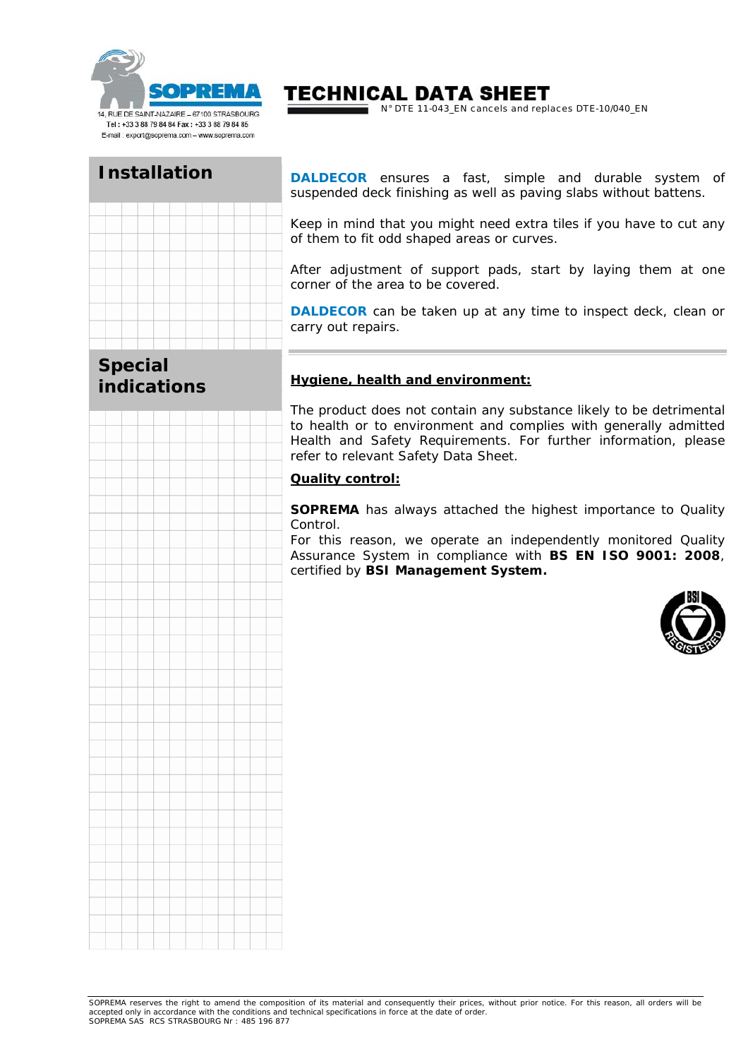# TECHNICAL DATA SHEET

N° DTE 11-043_EN cancels and replaces DTE-10/040_EN

## Installation

**DALDECOR** ensures a fast, simple and durable system of suspended deck finishing as well as paving slabs without battens.

Keep in mind that you might need extra tiles if you have to cut any of them to fit odd shaped areas or curves.

After adjustment of support pads, start by laying them at one corner of the area to be covered.

**DALDECOR** can be taken up at any time to inspect deck, clean or carry out repairs.

## Special indications

**Hygiene, health and environment:**

The product does not contain any substance likely to be detrimental to health or to environment and complies with generally admitted Health and Safety Requirements. For further information, please refer to relevant Safety Data Sheet.

**Quality control:**

**SOPREMA** has always attached the highest importance to Quality Control.
For this reason, we operate an independently monitored Quality Assurance System in compliance with **BS EN ISO 9001: 2008**, certified by **BSI Management System.**

SOPREMA reserves the right to amend the composition of its material and consequently their prices, without prior notice. For this reason, all orders will be accepted only in accordance with the conditions and technical specifications in force at the date of order.
SOPREMA SAS RCS STRASBOURG Nr : 485 196 877